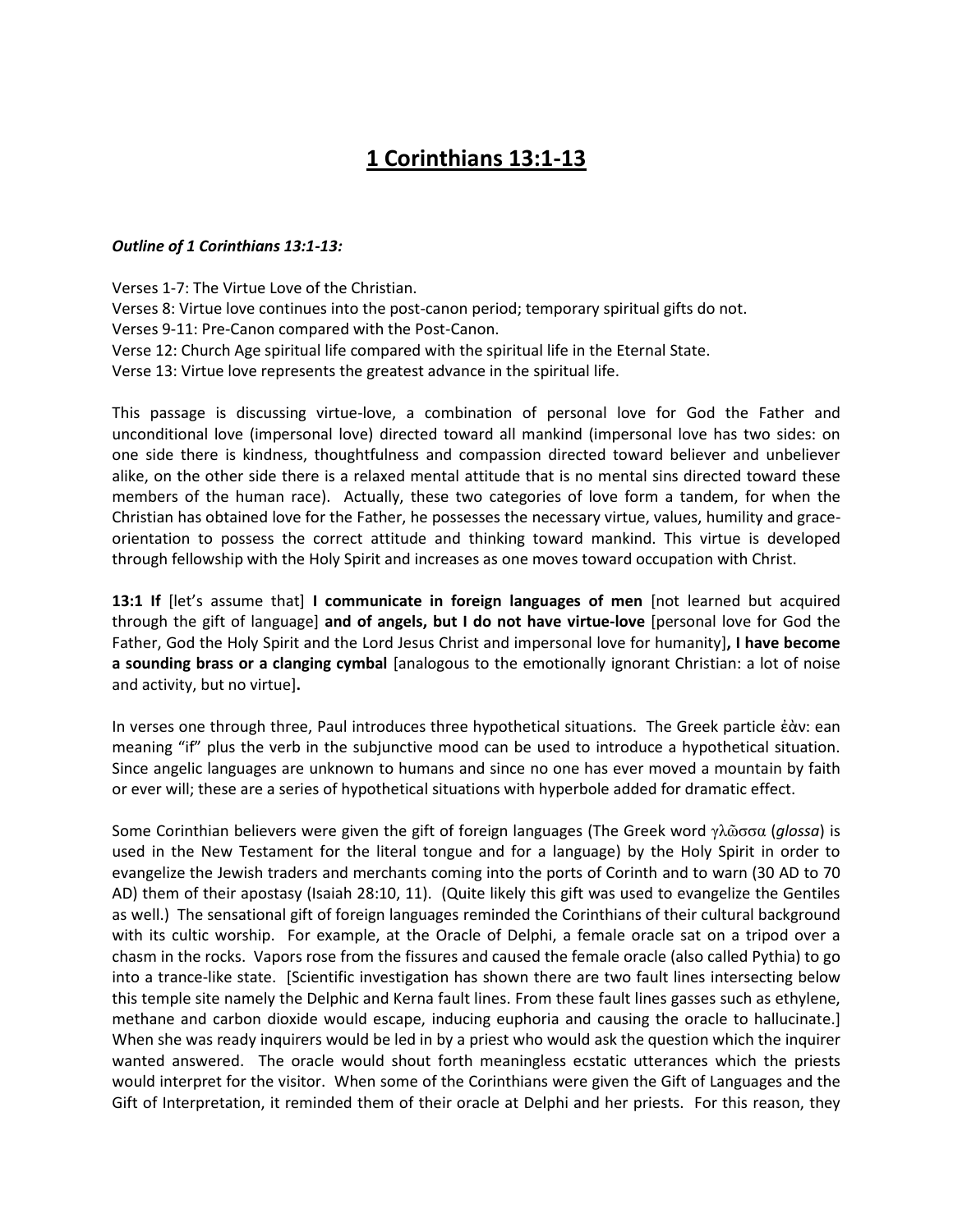# 1 Corinthians 13:1-13

***Outline of 1 Corinthians 13:1-13:***

Verses 1-7: The Virtue Love of the Christian.
Verses 8: Virtue love continues into the post-canon period; temporary spiritual gifts do not.
Verses 9-11: Pre-Canon compared with the Post-Canon.
Verse 12: Church Age spiritual life compared with the spiritual life in the Eternal State.
Verse 13: Virtue love represents the greatest advance in the spiritual life.

This passage is discussing virtue-love, a combination of personal love for God the Father and unconditional love (impersonal love) directed toward all mankind (impersonal love has two sides: on one side there is kindness, thoughtfulness and compassion directed toward believer and unbeliever alike, on the other side there is a relaxed mental attitude that is no mental sins directed toward these members of the human race). Actually, these two categories of love form a tandem, for when the Christian has obtained love for the Father, he possesses the necessary virtue, values, humility and grace-orientation to possess the correct attitude and thinking toward mankind. This virtue is developed through fellowship with the Holy Spirit and increases as one moves toward occupation with Christ.

**13:1 If** [let's assume that] **I communicate in foreign languages of men** [not learned but acquired through the gift of language] **and of angels, but I do not have virtue-love** [personal love for God the Father, God the Holy Spirit and the Lord Jesus Christ and impersonal love for humanity]**, I have become a sounding brass or a clanging cymbal** [analogous to the emotionally ignorant Christian: a lot of noise and activity, but no virtue]**.**

In verses one through three, Paul introduces three hypothetical situations. The Greek particle ἐὰν: ean meaning "if" plus the verb in the subjunctive mood can be used to introduce a hypothetical situation. Since angelic languages are unknown to humans and since no one has ever moved a mountain by faith or ever will; these are a series of hypothetical situations with hyperbole added for dramatic effect.

Some Corinthian believers were given the gift of foreign languages (The Greek word γλῶσσα (*glossa*) is used in the New Testament for the literal tongue and for a language) by the Holy Spirit in order to evangelize the Jewish traders and merchants coming into the ports of Corinth and to warn (30 AD to 70 AD) them of their apostasy (Isaiah 28:10, 11). (Quite likely this gift was used to evangelize the Gentiles as well.) The sensational gift of foreign languages reminded the Corinthians of their cultural background with its cultic worship. For example, at the Oracle of Delphi, a female oracle sat on a tripod over a chasm in the rocks. Vapors rose from the fissures and caused the female oracle (also called Pythia) to go into a trance-like state. [Scientific investigation has shown there are two fault lines intersecting below this temple site namely the Delphic and Kerna fault lines. From these fault lines gasses such as ethylene, methane and carbon dioxide would escape, inducing euphoria and causing the oracle to hallucinate.] When she was ready inquirers would be led in by a priest who would ask the question which the inquirer wanted answered. The oracle would shout forth meaningless ecstatic utterances which the priests would interpret for the visitor. When some of the Corinthians were given the Gift of Languages and the Gift of Interpretation, it reminded them of their oracle at Delphi and her priests. For this reason, they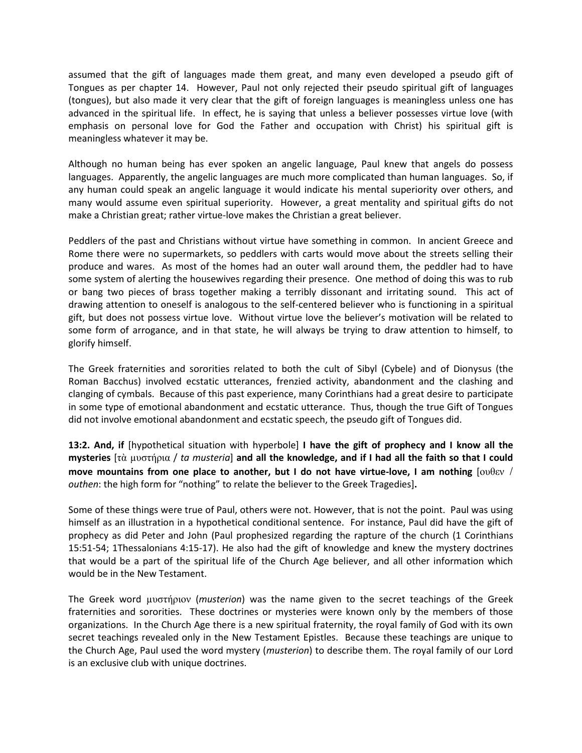assumed that the gift of languages made them great, and many even developed a pseudo gift of Tongues as per chapter 14. However, Paul not only rejected their pseudo spiritual gift of languages (tongues), but also made it very clear that the gift of foreign languages is meaningless unless one has advanced in the spiritual life. In effect, he is saying that unless a believer possesses virtue love (with emphasis on personal love for God the Father and occupation with Christ) his spiritual gift is meaningless whatever it may be.

Although no human being has ever spoken an angelic language, Paul knew that angels do possess languages. Apparently, the angelic languages are much more complicated than human languages. So, if any human could speak an angelic language it would indicate his mental superiority over others, and many would assume even spiritual superiority. However, a great mentality and spiritual gifts do not make a Christian great; rather virtue-love makes the Christian a great believer.

Peddlers of the past and Christians without virtue have something in common. In ancient Greece and Rome there were no supermarkets, so peddlers with carts would move about the streets selling their produce and wares. As most of the homes had an outer wall around them, the peddler had to have some system of alerting the housewives regarding their presence. One method of doing this was to rub or bang two pieces of brass together making a terribly dissonant and irritating sound. This act of drawing attention to oneself is analogous to the self-centered believer who is functioning in a spiritual gift, but does not possess virtue love. Without virtue love the believer's motivation will be related to some form of arrogance, and in that state, he will always be trying to draw attention to himself, to glorify himself.

The Greek fraternities and sororities related to both the cult of Sibyl (Cybele) and of Dionysus (the Roman Bacchus) involved ecstatic utterances, frenzied activity, abandonment and the clashing and clanging of cymbals. Because of this past experience, many Corinthians had a great desire to participate in some type of emotional abandonment and ecstatic utterance. Thus, though the true Gift of Tongues did not involve emotional abandonment and ecstatic speech, the pseudo gift of Tongues did.

**13:2. And, if** [hypothetical situation with hyperbole] **I have the gift of prophecy and I know all the mysteries** [τὰ μυστήρια / *ta musteria*] **and all the knowledge, and if I had all the faith so that I could move mountains from one place to another, but I do not have virtue-love, I am nothing** [ουθεν / *outhen*: the high form for "nothing" to relate the believer to the Greek Tragedies]**.**

Some of these things were true of Paul, others were not. However, that is not the point. Paul was using himself as an illustration in a hypothetical conditional sentence. For instance, Paul did have the gift of prophecy as did Peter and John (Paul prophesized regarding the rapture of the church (1 Corinthians 15:51-54; 1Thessalonians 4:15-17). He also had the gift of knowledge and knew the mystery doctrines that would be a part of the spiritual life of the Church Age believer, and all other information which would be in the New Testament.

The Greek word μυστήριον (*musterion*) was the name given to the secret teachings of the Greek fraternities and sororities. These doctrines or mysteries were known only by the members of those organizations. In the Church Age there is a new spiritual fraternity, the royal family of God with its own secret teachings revealed only in the New Testament Epistles. Because these teachings are unique to the Church Age, Paul used the word mystery (*musterion*) to describe them. The royal family of our Lord is an exclusive club with unique doctrines.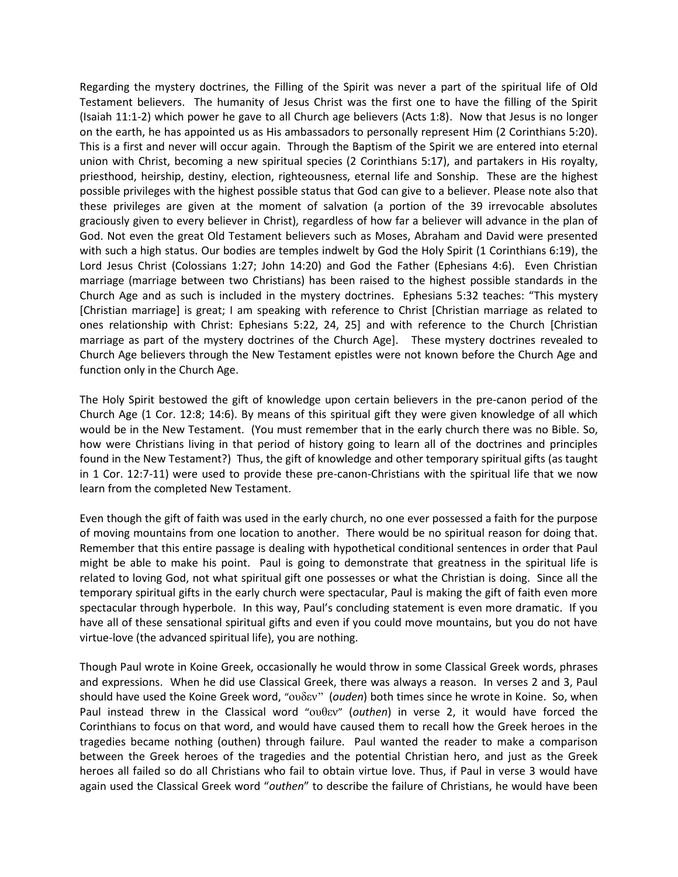Regarding the mystery doctrines, the Filling of the Spirit was never a part of the spiritual life of Old Testament believers. The humanity of Jesus Christ was the first one to have the filling of the Spirit (Isaiah 11:1-2) which power he gave to all Church age believers (Acts 1:8). Now that Jesus is no longer on the earth, he has appointed us as His ambassadors to personally represent Him (2 Corinthians 5:20). This is a first and never will occur again. Through the Baptism of the Spirit we are entered into eternal union with Christ, becoming a new spiritual species (2 Corinthians 5:17), and partakers in His royalty, priesthood, heirship, destiny, election, righteousness, eternal life and Sonship. These are the highest possible privileges with the highest possible status that God can give to a believer. Please note also that these privileges are given at the moment of salvation (a portion of the 39 irrevocable absolutes graciously given to every believer in Christ), regardless of how far a believer will advance in the plan of God. Not even the great Old Testament believers such as Moses, Abraham and David were presented with such a high status. Our bodies are temples indwelt by God the Holy Spirit (1 Corinthians 6:19), the Lord Jesus Christ (Colossians 1:27; John 14:20) and God the Father (Ephesians 4:6). Even Christian marriage (marriage between two Christians) has been raised to the highest possible standards in the Church Age and as such is included in the mystery doctrines. Ephesians 5:32 teaches: "This mystery [Christian marriage] is great; I am speaking with reference to Christ [Christian marriage as related to ones relationship with Christ: Ephesians 5:22, 24, 25] and with reference to the Church [Christian marriage as part of the mystery doctrines of the Church Age]. These mystery doctrines revealed to Church Age believers through the New Testament epistles were not known before the Church Age and function only in the Church Age.

The Holy Spirit bestowed the gift of knowledge upon certain believers in the pre-canon period of the Church Age (1 Cor. 12:8; 14:6). By means of this spiritual gift they were given knowledge of all which would be in the New Testament. (You must remember that in the early church there was no Bible. So, how were Christians living in that period of history going to learn all of the doctrines and principles found in the New Testament?) Thus, the gift of knowledge and other temporary spiritual gifts (as taught in 1 Cor. 12:7-11) were used to provide these pre-canon-Christians with the spiritual life that we now learn from the completed New Testament.

Even though the gift of faith was used in the early church, no one ever possessed a faith for the purpose of moving mountains from one location to another. There would be no spiritual reason for doing that. Remember that this entire passage is dealing with hypothetical conditional sentences in order that Paul might be able to make his point. Paul is going to demonstrate that greatness in the spiritual life is related to loving God, not what spiritual gift one possesses or what the Christian is doing. Since all the temporary spiritual gifts in the early church were spectacular, Paul is making the gift of faith even more spectacular through hyperbole. In this way, Paul's concluding statement is even more dramatic. If you have all of these sensational spiritual gifts and even if you could move mountains, but you do not have virtue-love (the advanced spiritual life), you are nothing.

Though Paul wrote in Koine Greek, occasionally he would throw in some Classical Greek words, phrases and expressions. When he did use Classical Greek, there was always a reason. In verses 2 and 3, Paul should have used the Koine Greek word, "ουδεν" (*ouden*) both times since he wrote in Koine. So, when Paul instead threw in the Classical word "ουθεν" (*outhen*) in verse 2, it would have forced the Corinthians to focus on that word, and would have caused them to recall how the Greek heroes in the tragedies became nothing (outhen) through failure. Paul wanted the reader to make a comparison between the Greek heroes of the tragedies and the potential Christian hero, and just as the Greek heroes all failed so do all Christians who fail to obtain virtue love. Thus, if Paul in verse 3 would have again used the Classical Greek word "*outhen*" to describe the failure of Christians, he would have been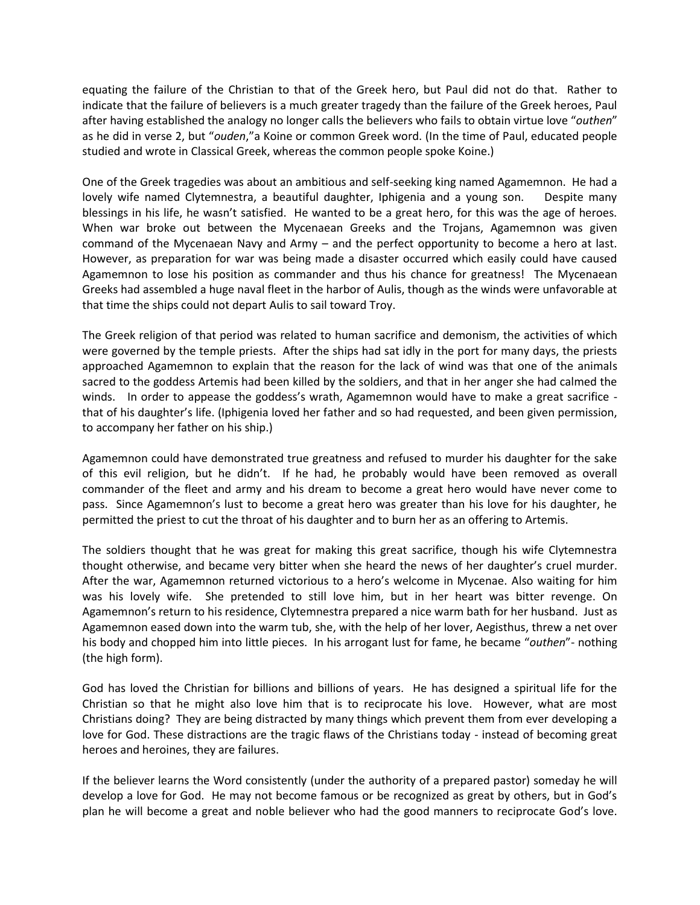equating the failure of the Christian to that of the Greek hero, but Paul did not do that. Rather to indicate that the failure of believers is a much greater tragedy than the failure of the Greek heroes, Paul after having established the analogy no longer calls the believers who fails to obtain virtue love "*outhen*" as he did in verse 2, but "*ouden*,"a Koine or common Greek word. (In the time of Paul, educated people studied and wrote in Classical Greek, whereas the common people spoke Koine.)

One of the Greek tragedies was about an ambitious and self-seeking king named Agamemnon. He had a lovely wife named Clytemnestra, a beautiful daughter, Iphigenia and a young son. Despite many blessings in his life, he wasn't satisfied. He wanted to be a great hero, for this was the age of heroes. When war broke out between the Mycenaean Greeks and the Trojans, Agamemnon was given command of the Mycenaean Navy and Army – and the perfect opportunity to become a hero at last. However, as preparation for war was being made a disaster occurred which easily could have caused Agamemnon to lose his position as commander and thus his chance for greatness! The Mycenaean Greeks had assembled a huge naval fleet in the harbor of Aulis, though as the winds were unfavorable at that time the ships could not depart Aulis to sail toward Troy.

The Greek religion of that period was related to human sacrifice and demonism, the activities of which were governed by the temple priests. After the ships had sat idly in the port for many days, the priests approached Agamemnon to explain that the reason for the lack of wind was that one of the animals sacred to the goddess Artemis had been killed by the soldiers, and that in her anger she had calmed the winds. In order to appease the goddess's wrath, Agamemnon would have to make a great sacrifice - that of his daughter's life. (Iphigenia loved her father and so had requested, and been given permission, to accompany her father on his ship.)

Agamemnon could have demonstrated true greatness and refused to murder his daughter for the sake of this evil religion, but he didn't. If he had, he probably would have been removed as overall commander of the fleet and army and his dream to become a great hero would have never come to pass. Since Agamemnon's lust to become a great hero was greater than his love for his daughter, he permitted the priest to cut the throat of his daughter and to burn her as an offering to Artemis.

The soldiers thought that he was great for making this great sacrifice, though his wife Clytemnestra thought otherwise, and became very bitter when she heard the news of her daughter's cruel murder. After the war, Agamemnon returned victorious to a hero's welcome in Mycenae. Also waiting for him was his lovely wife. She pretended to still love him, but in her heart was bitter revenge. On Agamemnon's return to his residence, Clytemnestra prepared a nice warm bath for her husband. Just as Agamemnon eased down into the warm tub, she, with the help of her lover, Aegisthus, threw a net over his body and chopped him into little pieces. In his arrogant lust for fame, he became "*outhen*"- nothing (the high form).

God has loved the Christian for billions and billions of years. He has designed a spiritual life for the Christian so that he might also love him that is to reciprocate his love. However, what are most Christians doing? They are being distracted by many things which prevent them from ever developing a love for God. These distractions are the tragic flaws of the Christians today - instead of becoming great heroes and heroines, they are failures.

If the believer learns the Word consistently (under the authority of a prepared pastor) someday he will develop a love for God. He may not become famous or be recognized as great by others, but in God's plan he will become a great and noble believer who had the good manners to reciprocate God's love.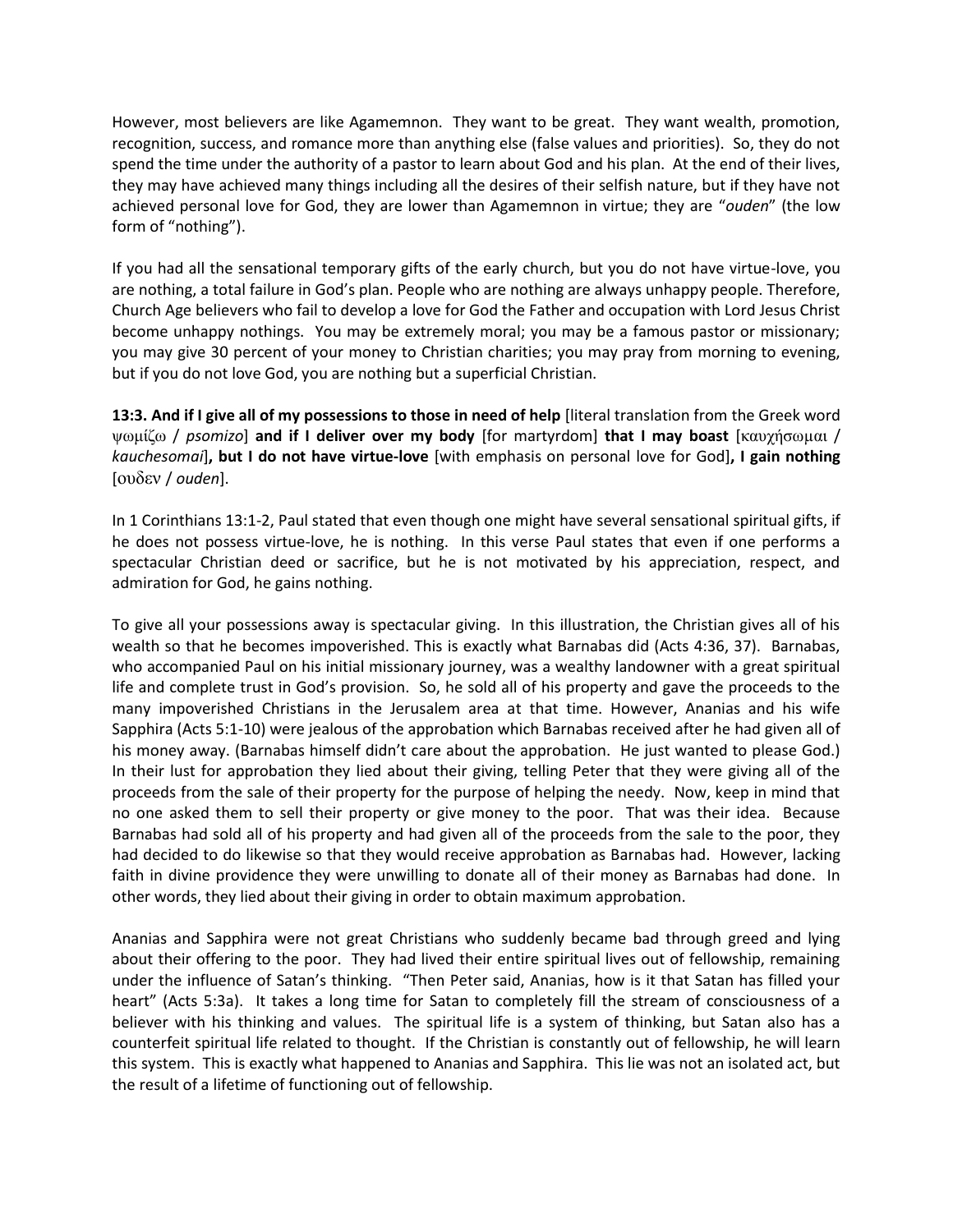However, most believers are like Agamemnon. They want to be great. They want wealth, promotion, recognition, success, and romance more than anything else (false values and priorities). So, they do not spend the time under the authority of a pastor to learn about God and his plan. At the end of their lives, they may have achieved many things including all the desires of their selfish nature, but if they have not achieved personal love for God, they are lower than Agamemnon in virtue; they are "*ouden*" (the low form of "nothing").

If you had all the sensational temporary gifts of the early church, but you do not have virtue-love, you are nothing, a total failure in God's plan. People who are nothing are always unhappy people. Therefore, Church Age believers who fail to develop a love for God the Father and occupation with Lord Jesus Christ become unhappy nothings. You may be extremely moral; you may be a famous pastor or missionary; you may give 30 percent of your money to Christian charities; you may pray from morning to evening, but if you do not love God, you are nothing but a superficial Christian.

**13:3. And if I give all of my possessions to those in need of help** [literal translation from the Greek word ψωμίζω / *psomizo*] **and if I deliver over my body** [for martyrdom] **that I may boast** [καυχήσωμαι / *kauchesomai*]**, but I do not have virtue-love** [with emphasis on personal love for God]**, I gain nothing** [ουδεν / *ouden*].

In 1 Corinthians 13:1-2, Paul stated that even though one might have several sensational spiritual gifts, if he does not possess virtue-love, he is nothing. In this verse Paul states that even if one performs a spectacular Christian deed or sacrifice, but he is not motivated by his appreciation, respect, and admiration for God, he gains nothing.

To give all your possessions away is spectacular giving. In this illustration, the Christian gives all of his wealth so that he becomes impoverished. This is exactly what Barnabas did (Acts 4:36, 37). Barnabas, who accompanied Paul on his initial missionary journey, was a wealthy landowner with a great spiritual life and complete trust in God's provision. So, he sold all of his property and gave the proceeds to the many impoverished Christians in the Jerusalem area at that time. However, Ananias and his wife Sapphira (Acts 5:1-10) were jealous of the approbation which Barnabas received after he had given all of his money away. (Barnabas himself didn't care about the approbation. He just wanted to please God.) In their lust for approbation they lied about their giving, telling Peter that they were giving all of the proceeds from the sale of their property for the purpose of helping the needy. Now, keep in mind that no one asked them to sell their property or give money to the poor. That was their idea. Because Barnabas had sold all of his property and had given all of the proceeds from the sale to the poor, they had decided to do likewise so that they would receive approbation as Barnabas had. However, lacking faith in divine providence they were unwilling to donate all of their money as Barnabas had done. In other words, they lied about their giving in order to obtain maximum approbation.

Ananias and Sapphira were not great Christians who suddenly became bad through greed and lying about their offering to the poor. They had lived their entire spiritual lives out of fellowship, remaining under the influence of Satan's thinking. "Then Peter said, Ananias, how is it that Satan has filled your heart" (Acts 5:3a). It takes a long time for Satan to completely fill the stream of consciousness of a believer with his thinking and values. The spiritual life is a system of thinking, but Satan also has a counterfeit spiritual life related to thought. If the Christian is constantly out of fellowship, he will learn this system. This is exactly what happened to Ananias and Sapphira. This lie was not an isolated act, but the result of a lifetime of functioning out of fellowship.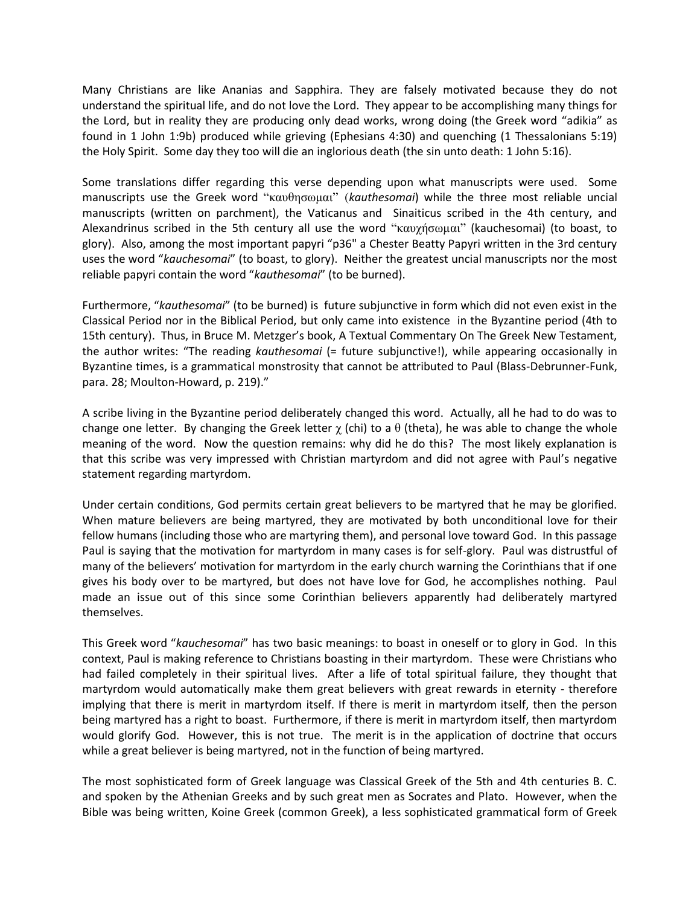Many Christians are like Ananias and Sapphira. They are falsely motivated because they do not understand the spiritual life, and do not love the Lord. They appear to be accomplishing many things for the Lord, but in reality they are producing only dead works, wrong doing (the Greek word "adikia" as found in 1 John 1:9b) produced while grieving (Ephesians 4:30) and quenching (1 Thessalonians 5:19) the Holy Spirit. Some day they too will die an inglorious death (the sin unto death: 1 John 5:16).

Some translations differ regarding this verse depending upon what manuscripts were used. Some manuscripts use the Greek word "καυθησωμαι" (*kauthesomai*) while the three most reliable uncial manuscripts (written on parchment), the Vaticanus and Sinaiticus scribed in the 4th century, and Alexandrinus scribed in the 5th century all use the word "καυχήσωμαι" (kauchesomai) (to boast, to glory). Also, among the most important papyri "p36" a Chester Beatty Papyri written in the 3rd century uses the word "*kauchesomai*" (to boast, to glory). Neither the greatest uncial manuscripts nor the most reliable papyri contain the word "*kauthesomai*" (to be burned).

Furthermore, "*kauthesomai*" (to be burned) is future subjunctive in form which did not even exist in the Classical Period nor in the Biblical Period, but only came into existence in the Byzantine period (4th to 15th century). Thus, in Bruce M. Metzger's book, A Textual Commentary On The Greek New Testament, the author writes: "The reading *kauthesomai* (= future subjunctive!), while appearing occasionally in Byzantine times, is a grammatical monstrosity that cannot be attributed to Paul (Blass-Debrunner-Funk, para. 28; Moulton-Howard, p. 219)."

A scribe living in the Byzantine period deliberately changed this word. Actually, all he had to do was to change one letter. By changing the Greek letter χ (chi) to a θ (theta), he was able to change the whole meaning of the word. Now the question remains: why did he do this? The most likely explanation is that this scribe was very impressed with Christian martyrdom and did not agree with Paul's negative statement regarding martyrdom.

Under certain conditions, God permits certain great believers to be martyred that he may be glorified. When mature believers are being martyred, they are motivated by both unconditional love for their fellow humans (including those who are martyring them), and personal love toward God. In this passage Paul is saying that the motivation for martyrdom in many cases is for self-glory. Paul was distrustful of many of the believers' motivation for martyrdom in the early church warning the Corinthians that if one gives his body over to be martyred, but does not have love for God, he accomplishes nothing. Paul made an issue out of this since some Corinthian believers apparently had deliberately martyred themselves.

This Greek word "*kauchesomai*" has two basic meanings: to boast in oneself or to glory in God. In this context, Paul is making reference to Christians boasting in their martyrdom. These were Christians who had failed completely in their spiritual lives. After a life of total spiritual failure, they thought that martyrdom would automatically make them great believers with great rewards in eternity - therefore implying that there is merit in martyrdom itself. If there is merit in martyrdom itself, then the person being martyred has a right to boast. Furthermore, if there is merit in martyrdom itself, then martyrdom would glorify God. However, this is not true. The merit is in the application of doctrine that occurs while a great believer is being martyred, not in the function of being martyred.

The most sophisticated form of Greek language was Classical Greek of the 5th and 4th centuries B. C. and spoken by the Athenian Greeks and by such great men as Socrates and Plato. However, when the Bible was being written, Koine Greek (common Greek), a less sophisticated grammatical form of Greek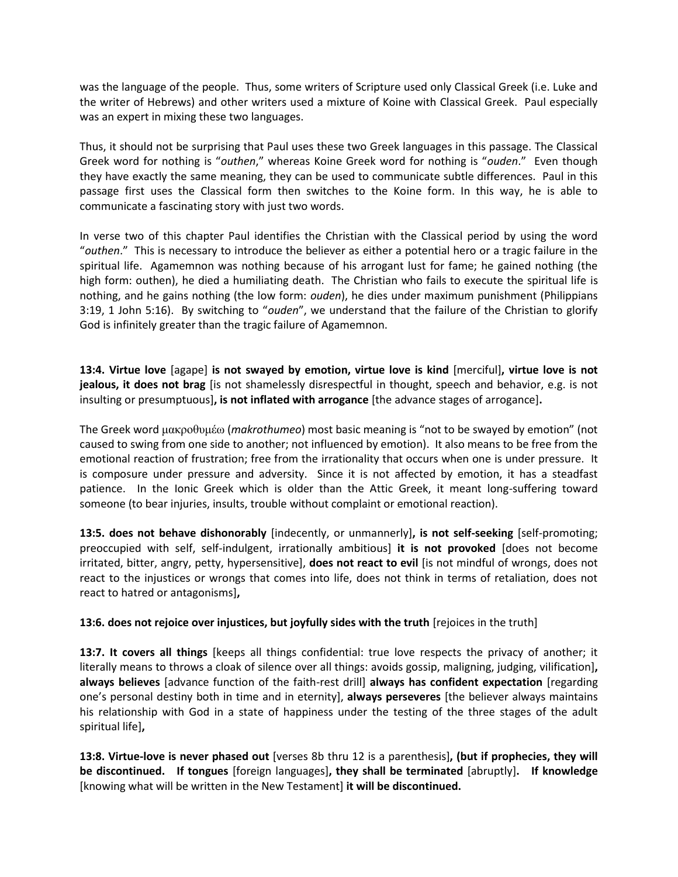was the language of the people. Thus, some writers of Scripture used only Classical Greek (i.e. Luke and the writer of Hebrews) and other writers used a mixture of Koine with Classical Greek. Paul especially was an expert in mixing these two languages.

Thus, it should not be surprising that Paul uses these two Greek languages in this passage. The Classical Greek word for nothing is "*outhen*," whereas Koine Greek word for nothing is "*ouden*." Even though they have exactly the same meaning, they can be used to communicate subtle differences. Paul in this passage first uses the Classical form then switches to the Koine form. In this way, he is able to communicate a fascinating story with just two words.

In verse two of this chapter Paul identifies the Christian with the Classical period by using the word "*outhen*." This is necessary to introduce the believer as either a potential hero or a tragic failure in the spiritual life. Agamemnon was nothing because of his arrogant lust for fame; he gained nothing (the high form: outhen), he died a humiliating death. The Christian who fails to execute the spiritual life is nothing, and he gains nothing (the low form: *ouden*), he dies under maximum punishment (Philippians 3:19, 1 John 5:16). By switching to "*ouden*", we understand that the failure of the Christian to glorify God is infinitely greater than the tragic failure of Agamemnon.

**13:4. Virtue love** [agape] **is not swayed by emotion, virtue love is kind** [merciful]**, virtue love is not jealous, it does not brag** [is not shamelessly disrespectful in thought, speech and behavior, e.g. is not insulting or presumptuous]**, is not inflated with arrogance** [the advance stages of arrogance]**.**

The Greek word μακροθυμέω (*makrothumeo*) most basic meaning is "not to be swayed by emotion" (not caused to swing from one side to another; not influenced by emotion). It also means to be free from the emotional reaction of frustration; free from the irrationality that occurs when one is under pressure. It is composure under pressure and adversity. Since it is not affected by emotion, it has a steadfast patience. In the Ionic Greek which is older than the Attic Greek, it meant long-suffering toward someone (to bear injuries, insults, trouble without complaint or emotional reaction).

**13:5. does not behave dishonorably** [indecently, or unmannerly]**, is not self-seeking** [self-promoting; preoccupied with self, self-indulgent, irrationally ambitious] **it is not provoked** [does not become irritated, bitter, angry, petty, hypersensitive], **does not react to evil** [is not mindful of wrongs, does not react to the injustices or wrongs that comes into life, does not think in terms of retaliation, does not react to hatred or antagonisms]**,**

**13:6. does not rejoice over injustices, but joyfully sides with the truth** [rejoices in the truth]

**13:7. It covers all things** [keeps all things confidential: true love respects the privacy of another; it literally means to throws a cloak of silence over all things: avoids gossip, maligning, judging, vilification]**, always believes** [advance function of the faith-rest drill] **always has confident expectation** [regarding one's personal destiny both in time and in eternity], **always perseveres** [the believer always maintains his relationship with God in a state of happiness under the testing of the three stages of the adult spiritual life]**,**

**13:8. Virtue-love is never phased out** [verses 8b thru 12 is a parenthesis]**, (but if prophecies, they will be discontinued. If tongues** [foreign languages]**, they shall be terminated** [abruptly]**. If knowledge** [knowing what will be written in the New Testament] **it will be discontinued.**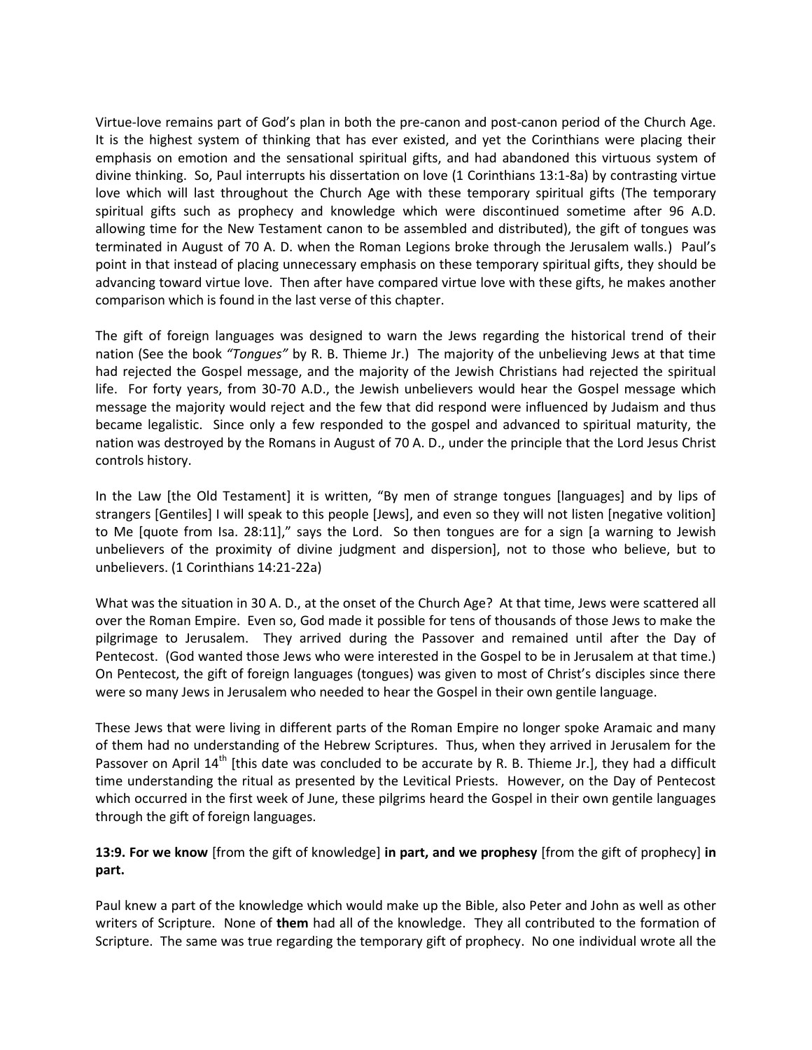Virtue-love remains part of God's plan in both the pre-canon and post-canon period of the Church Age. It is the highest system of thinking that has ever existed, and yet the Corinthians were placing their emphasis on emotion and the sensational spiritual gifts, and had abandoned this virtuous system of divine thinking. So, Paul interrupts his dissertation on love (1 Corinthians 13:1-8a) by contrasting virtue love which will last throughout the Church Age with these temporary spiritual gifts (The temporary spiritual gifts such as prophecy and knowledge which were discontinued sometime after 96 A.D. allowing time for the New Testament canon to be assembled and distributed), the gift of tongues was terminated in August of 70 A. D. when the Roman Legions broke through the Jerusalem walls.) Paul's point in that instead of placing unnecessary emphasis on these temporary spiritual gifts, they should be advancing toward virtue love. Then after have compared virtue love with these gifts, he makes another comparison which is found in the last verse of this chapter.

The gift of foreign languages was designed to warn the Jews regarding the historical trend of their nation (See the book *"Tongues"* by R. B. Thieme Jr.) The majority of the unbelieving Jews at that time had rejected the Gospel message, and the majority of the Jewish Christians had rejected the spiritual life. For forty years, from 30-70 A.D., the Jewish unbelievers would hear the Gospel message which message the majority would reject and the few that did respond were influenced by Judaism and thus became legalistic. Since only a few responded to the gospel and advanced to spiritual maturity, the nation was destroyed by the Romans in August of 70 A. D., under the principle that the Lord Jesus Christ controls history.

In the Law [the Old Testament] it is written, "By men of strange tongues [languages] and by lips of strangers [Gentiles] I will speak to this people [Jews], and even so they will not listen [negative volition] to Me [quote from Isa. 28:11]," says the Lord. So then tongues are for a sign [a warning to Jewish unbelievers of the proximity of divine judgment and dispersion], not to those who believe, but to unbelievers. (1 Corinthians 14:21-22a)

What was the situation in 30 A. D., at the onset of the Church Age? At that time, Jews were scattered all over the Roman Empire. Even so, God made it possible for tens of thousands of those Jews to make the pilgrimage to Jerusalem. They arrived during the Passover and remained until after the Day of Pentecost. (God wanted those Jews who were interested in the Gospel to be in Jerusalem at that time.) On Pentecost, the gift of foreign languages (tongues) was given to most of Christ's disciples since there were so many Jews in Jerusalem who needed to hear the Gospel in their own gentile language.

These Jews that were living in different parts of the Roman Empire no longer spoke Aramaic and many of them had no understanding of the Hebrew Scriptures. Thus, when they arrived in Jerusalem for the Passover on April 14th [this date was concluded to be accurate by R. B. Thieme Jr.], they had a difficult time understanding the ritual as presented by the Levitical Priests. However, on the Day of Pentecost which occurred in the first week of June, these pilgrims heard the Gospel in their own gentile languages through the gift of foreign languages.

**13:9. For we know** [from the gift of knowledge] **in part, and we prophesy** [from the gift of prophecy] **in part.**

Paul knew a part of the knowledge which would make up the Bible, also Peter and John as well as other writers of Scripture. None of **them** had all of the knowledge. They all contributed to the formation of Scripture. The same was true regarding the temporary gift of prophecy. No one individual wrote all the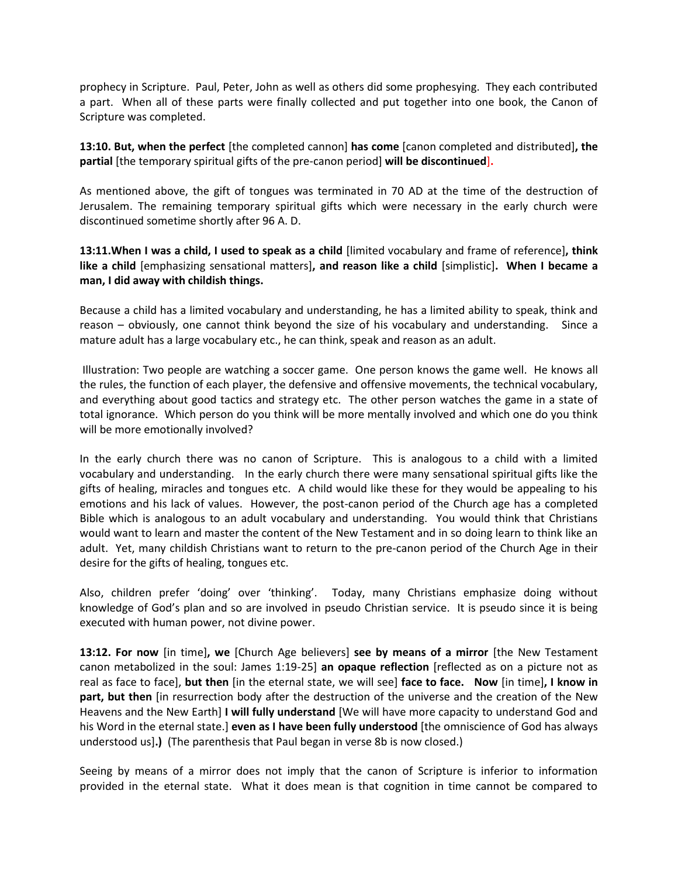prophecy in Scripture. Paul, Peter, John as well as others did some prophesying. They each contributed a part. When all of these parts were finally collected and put together into one book, the Canon of Scripture was completed.

**13:10. But, when the perfect** [the completed cannon] **has come** [canon completed and distributed]**, the partial** [the temporary spiritual gifts of the pre-canon period] **will be discontinued**].

As mentioned above, the gift of tongues was terminated in 70 AD at the time of the destruction of Jerusalem. The remaining temporary spiritual gifts which were necessary in the early church were discontinued sometime shortly after 96 A. D.

**13:11.When I was a child, I used to speak as a child** [limited vocabulary and frame of reference]**, think like a child** [emphasizing sensational matters]**, and reason like a child** [simplistic]**. When I became a man, I did away with childish things.**

Because a child has a limited vocabulary and understanding, he has a limited ability to speak, think and reason – obviously, one cannot think beyond the size of his vocabulary and understanding. Since a mature adult has a large vocabulary etc., he can think, speak and reason as an adult.

Illustration: Two people are watching a soccer game. One person knows the game well. He knows all the rules, the function of each player, the defensive and offensive movements, the technical vocabulary, and everything about good tactics and strategy etc. The other person watches the game in a state of total ignorance. Which person do you think will be more mentally involved and which one do you think will be more emotionally involved?

In the early church there was no canon of Scripture. This is analogous to a child with a limited vocabulary and understanding. In the early church there were many sensational spiritual gifts like the gifts of healing, miracles and tongues etc. A child would like these for they would be appealing to his emotions and his lack of values. However, the post-canon period of the Church age has a completed Bible which is analogous to an adult vocabulary and understanding. You would think that Christians would want to learn and master the content of the New Testament and in so doing learn to think like an adult. Yet, many childish Christians want to return to the pre-canon period of the Church Age in their desire for the gifts of healing, tongues etc.

Also, children prefer 'doing' over 'thinking'. Today, many Christians emphasize doing without knowledge of God's plan and so are involved in pseudo Christian service. It is pseudo since it is being executed with human power, not divine power.

**13:12. For now** [in time]**, we** [Church Age believers] **see by means of a mirror** [the New Testament canon metabolized in the soul: James 1:19-25] **an opaque reflection** [reflected as on a picture not as real as face to face], **but then** [in the eternal state, we will see] **face to face. Now** [in time]**, I know in part, but then** [in resurrection body after the destruction of the universe and the creation of the New Heavens and the New Earth] **I will fully understand** [We will have more capacity to understand God and his Word in the eternal state.] **even as I have been fully understood** [the omniscience of God has always understood us]**.)** (The parenthesis that Paul began in verse 8b is now closed.)

Seeing by means of a mirror does not imply that the canon of Scripture is inferior to information provided in the eternal state. What it does mean is that cognition in time cannot be compared to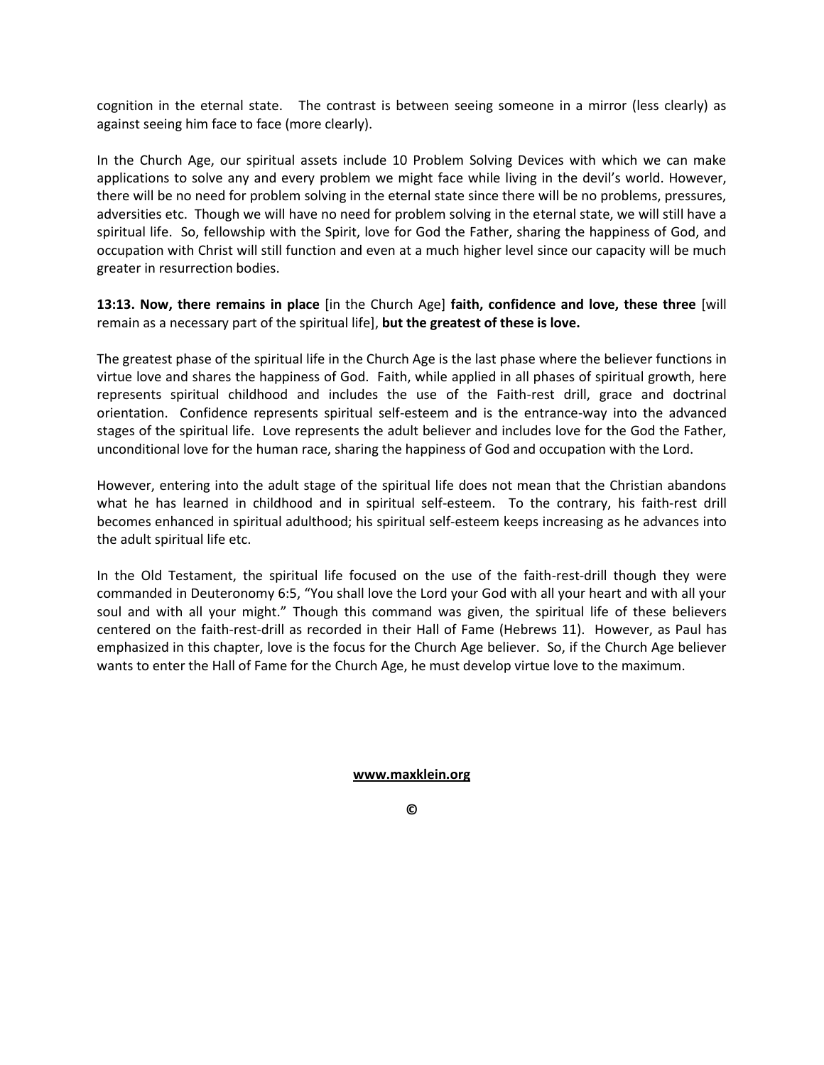cognition in the eternal state. The contrast is between seeing someone in a mirror (less clearly) as against seeing him face to face (more clearly).

In the Church Age, our spiritual assets include 10 Problem Solving Devices with which we can make applications to solve any and every problem we might face while living in the devil's world. However, there will be no need for problem solving in the eternal state since there will be no problems, pressures, adversities etc. Though we will have no need for problem solving in the eternal state, we will still have a spiritual life. So, fellowship with the Spirit, love for God the Father, sharing the happiness of God, and occupation with Christ will still function and even at a much higher level since our capacity will be much greater in resurrection bodies.

**13:13. Now, there remains in place** [in the Church Age] **faith, confidence and love, these three** [will remain as a necessary part of the spiritual life], **but the greatest of these is love.**

The greatest phase of the spiritual life in the Church Age is the last phase where the believer functions in virtue love and shares the happiness of God. Faith, while applied in all phases of spiritual growth, here represents spiritual childhood and includes the use of the Faith-rest drill, grace and doctrinal orientation. Confidence represents spiritual self-esteem and is the entrance-way into the advanced stages of the spiritual life. Love represents the adult believer and includes love for the God the Father, unconditional love for the human race, sharing the happiness of God and occupation with the Lord.

However, entering into the adult stage of the spiritual life does not mean that the Christian abandons what he has learned in childhood and in spiritual self-esteem. To the contrary, his faith-rest drill becomes enhanced in spiritual adulthood; his spiritual self-esteem keeps increasing as he advances into the adult spiritual life etc.

In the Old Testament, the spiritual life focused on the use of the faith-rest-drill though they were commanded in Deuteronomy 6:5, "You shall love the Lord your God with all your heart and with all your soul and with all your might." Though this command was given, the spiritual life of these believers centered on the faith-rest-drill as recorded in their Hall of Fame (Hebrews 11). However, as Paul has emphasized in this chapter, love is the focus for the Church Age believer. So, if the Church Age believer wants to enter the Hall of Fame for the Church Age, he must develop virtue love to the maximum.

**www.maxklein.org**

**©**